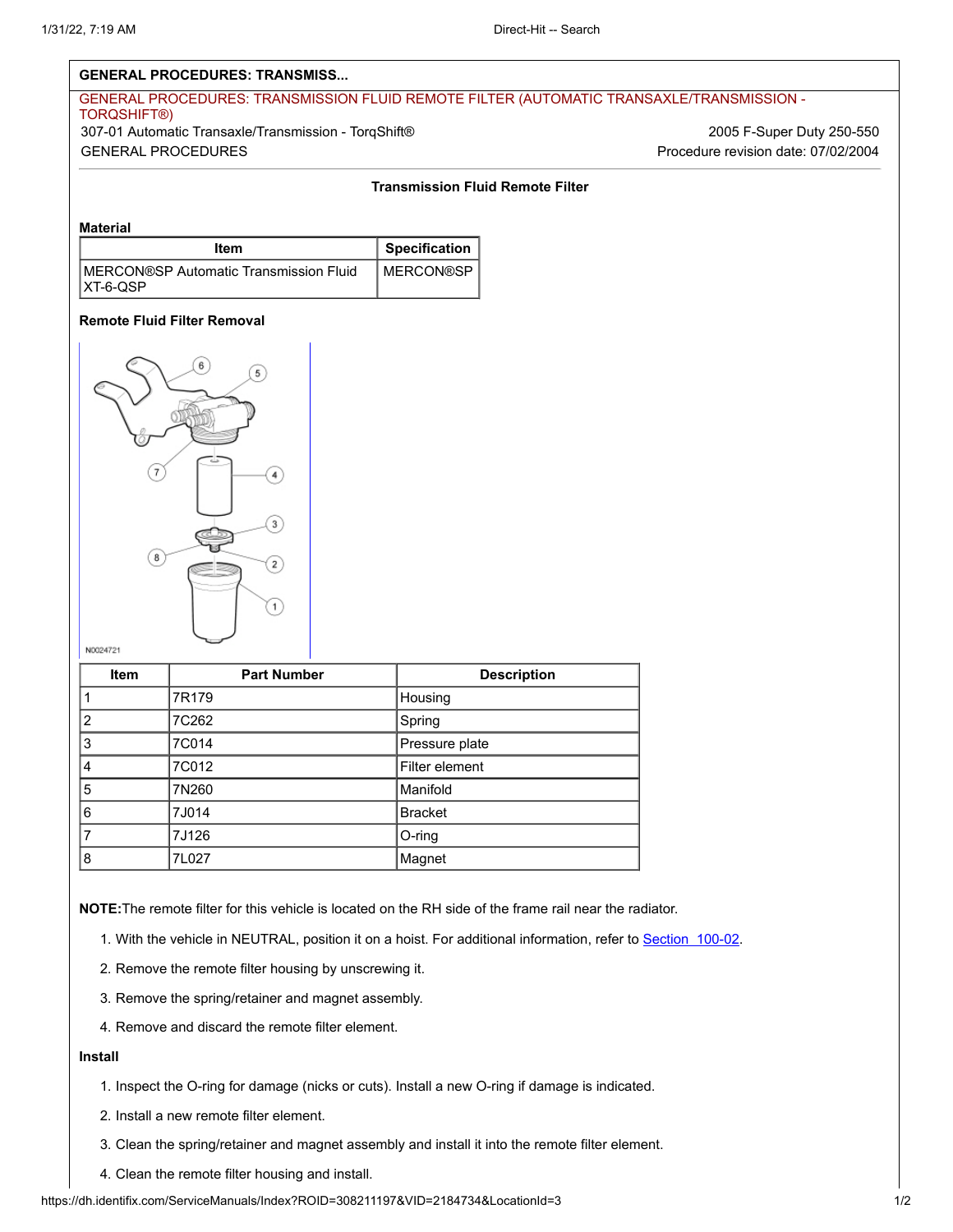**GENERAL PROCEDURES: TRANSMISS...**

GENERAL PROCEDURES: TRANSMISSION FLUID REMOTE FILTER (AUTOMATIC TRANSAXLE/TRANSMISSION - TORQSHIFT®)

307-01 Automatic Transaxle/Transmission - TorqShift® — 2005 F-Super Duty 250-550

GENERAL PROCEDURES — Procedure revision date: 07/02/2004

## Transmission Fluid Remote Filter

### Material

| Item | Specification |
|---|---|
| MERCON®SP Automatic Transmission Fluid XT-6-QSP | MERCON®SP |

### Remote Fluid Filter Removal

6
5
7
4
3
8
2
1
N0024721

| Item | Part Number | Description |
|---|---|---|
| 1 | 7R179 | Housing |
| 2 | 7C262 | Spring |
| 3 | 7C014 | Pressure plate |
| 4 | 7C012 | Filter element |
| 5 | 7N260 | Manifold |
| 6 | 7J014 | Bracket |
| 7 | 7J126 | O-ring |
| 8 | 7L027 | Magnet |

**NOTE:** The remote filter for this vehicle is located on the RH side of the frame rail near the radiator.

1. With the vehicle in NEUTRAL, position it on a hoist. For additional information, refer to Section 100-02.
2. Remove the remote filter housing by unscrewing it.
3. Remove the spring/retainer and magnet assembly.
4. Remove and discard the remote filter element.

### Install

1. Inspect the O-ring for damage (nicks or cuts). Install a new O-ring if damage is indicated.
2. Install a new remote filter element.
3. Clean the spring/retainer and magnet assembly and install it into the remote filter element.
4. Clean the remote filter housing and install.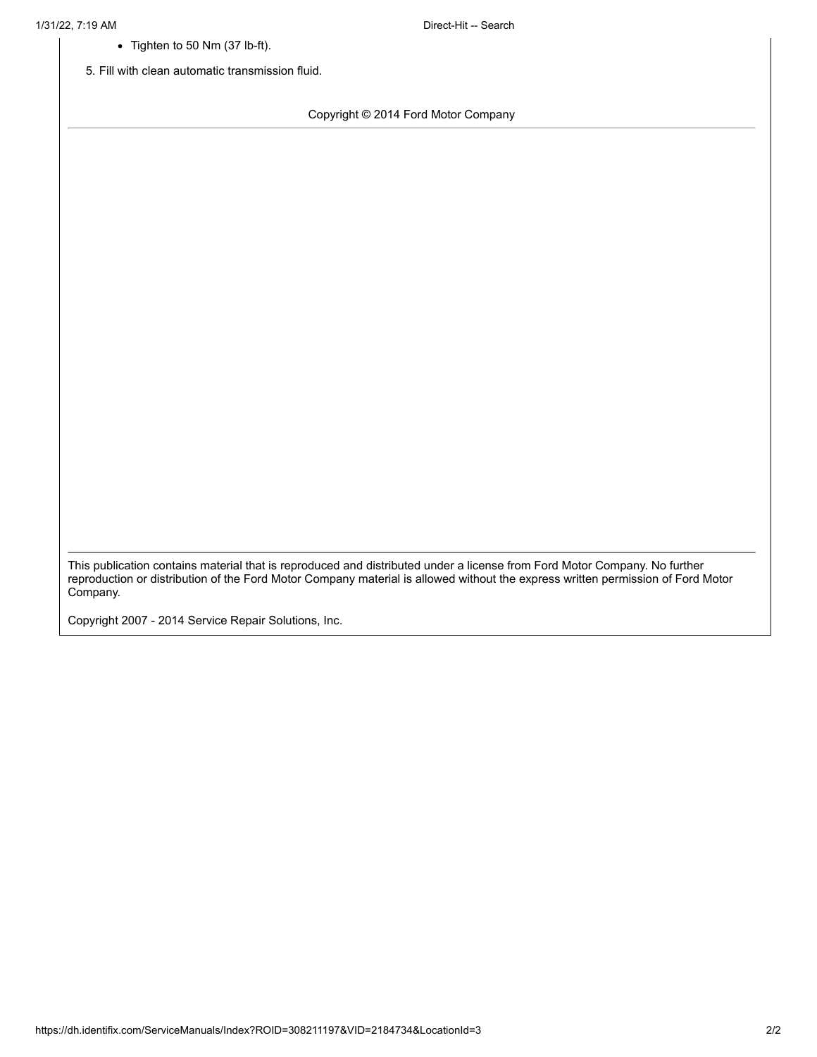- Tighten to 50 Nm (37 lb-ft).

5. Fill with clean automatic transmission fluid.

Copyright © 2014 Ford Motor Company

---

This publication contains material that is reproduced and distributed under a license from Ford Motor Company. No further reproduction or distribution of the Ford Motor Company material is allowed without the express written permission of Ford Motor Company.

Copyright 2007 - 2014 Service Repair Solutions, Inc.